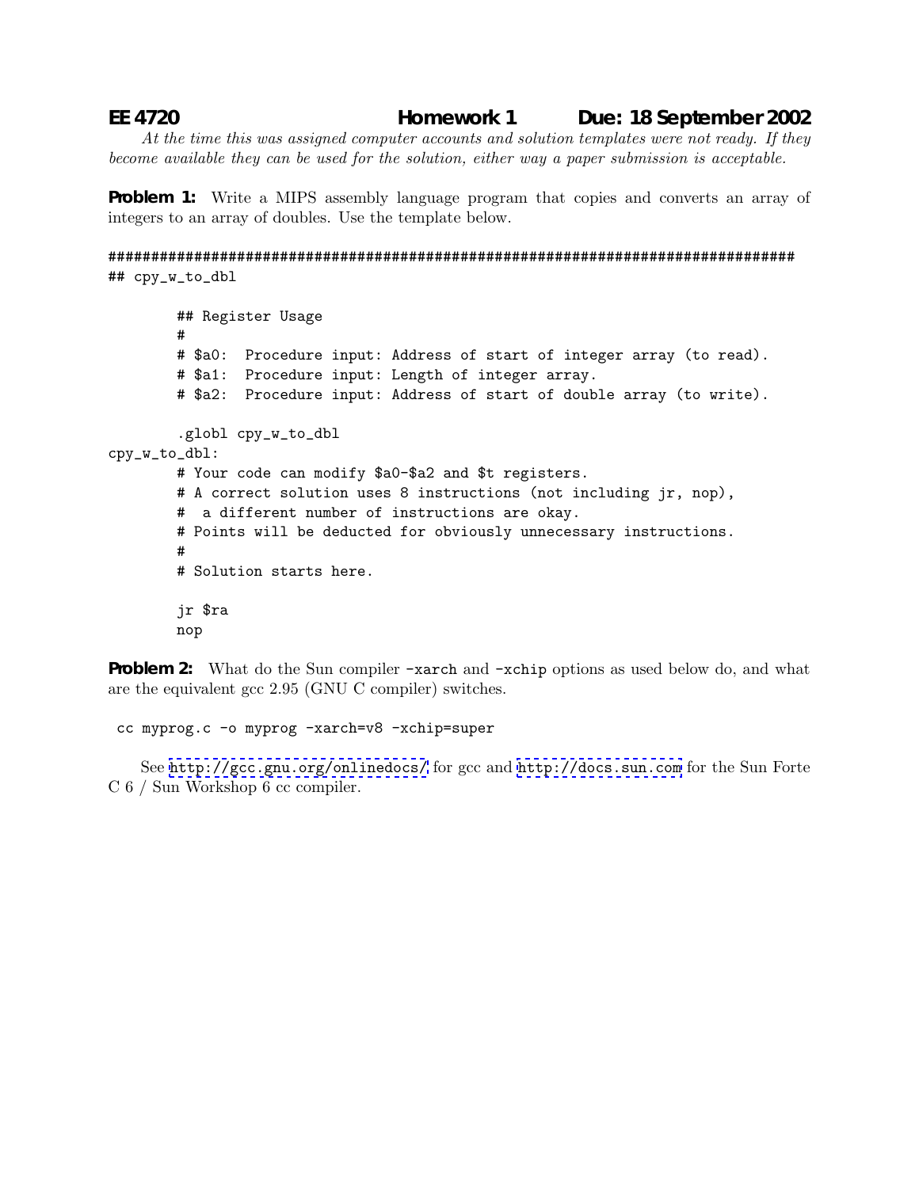**EE 4720 Homework 1 Due: 18 September 2002**

*At the time this was assigned computer accounts and solution templates were not ready. If they become available they can be used for the solution, either way a paper submission is acceptable.*

**Problem 1:** Write a MIPS assembly language program that copies and converts an array of integers to an array of doubles. Use the template below.

```
################################################################################
## cpy_w_to_dbl

        ## Register Usage
        #
        # $a0:  Procedure input: Address of start of integer array (to read).
        # $a1:  Procedure input: Length of integer array.
        # $a2:  Procedure input: Address of start of double array (to write).

        .globl cpy_w_to_dbl
cpy_w_to_dbl:
        # Your code can modify $a0-$a2 and $t registers.
        # A correct solution uses 8 instructions (not including jr, nop),
        #  a different number of instructions are okay.
        # Points will be deducted for obviously unnecessary instructions.
        #
        # Solution starts here.

        jr $ra
        nop
```

**Problem 2:** What do the Sun compiler `-xarch` and `-xchip` options as used below do, and what are the equivalent gcc 2.95 (GNU C compiler) switches.

```
cc myprog.c -o myprog -xarch=v8 -xchip=super
```

See http://gcc.gnu.org/onlinedocs/ for gcc and http://docs.sun.com for the Sun Forte C 6 / Sun Workshop 6 cc compiler.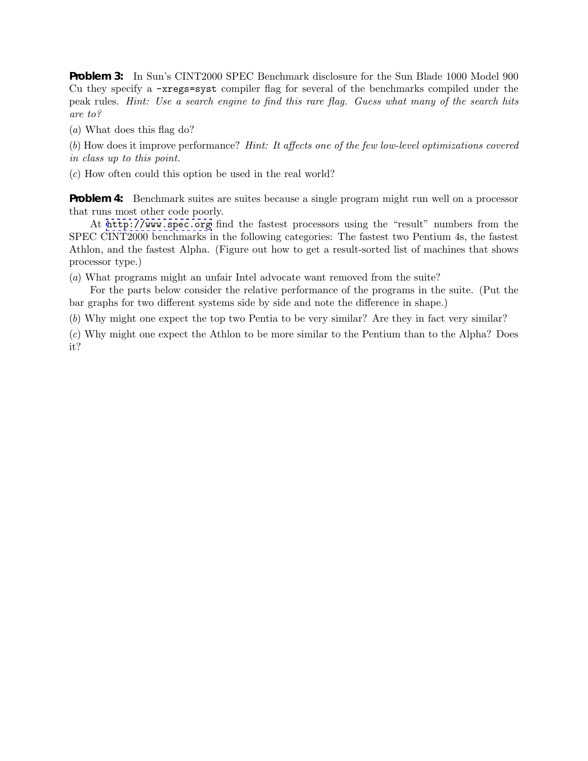**Problem 3:** In Sun's CINT2000 SPEC Benchmark disclosure for the Sun Blade 1000 Model 900 Cu they specify a `-xregs=syst` compiler flag for several of the benchmarks compiled under the peak rules. *Hint: Use a search engine to find this rare flag. Guess what many of the search hits are to?*

(*a*) What does this flag do?

(*b*) How does it improve performance? *Hint: It affects one of the few low-level optimizations covered in class up to this point.*

(*c*) How often could this option be used in the real world?

**Problem 4:** Benchmark suites are suites because a single program might run well on a processor that runs most other code poorly.

At `http://www.spec.org` find the fastest processors using the "result" numbers from the SPEC CINT2000 benchmarks in the following categories: The fastest two Pentium 4s, the fastest Athlon, and the fastest Alpha. (Figure out how to get a result-sorted list of machines that shows processor type.)

(*a*) What programs might an unfair Intel advocate want removed from the suite?

For the parts below consider the relative performance of the programs in the suite. (Put the bar graphs for two different systems side by side and note the difference in shape.)

(*b*) Why might one expect the top two Pentia to be very similar? Are they in fact very similar?

(*c*) Why might one expect the Athlon to be more similar to the Pentium than to the Alpha? Does it?